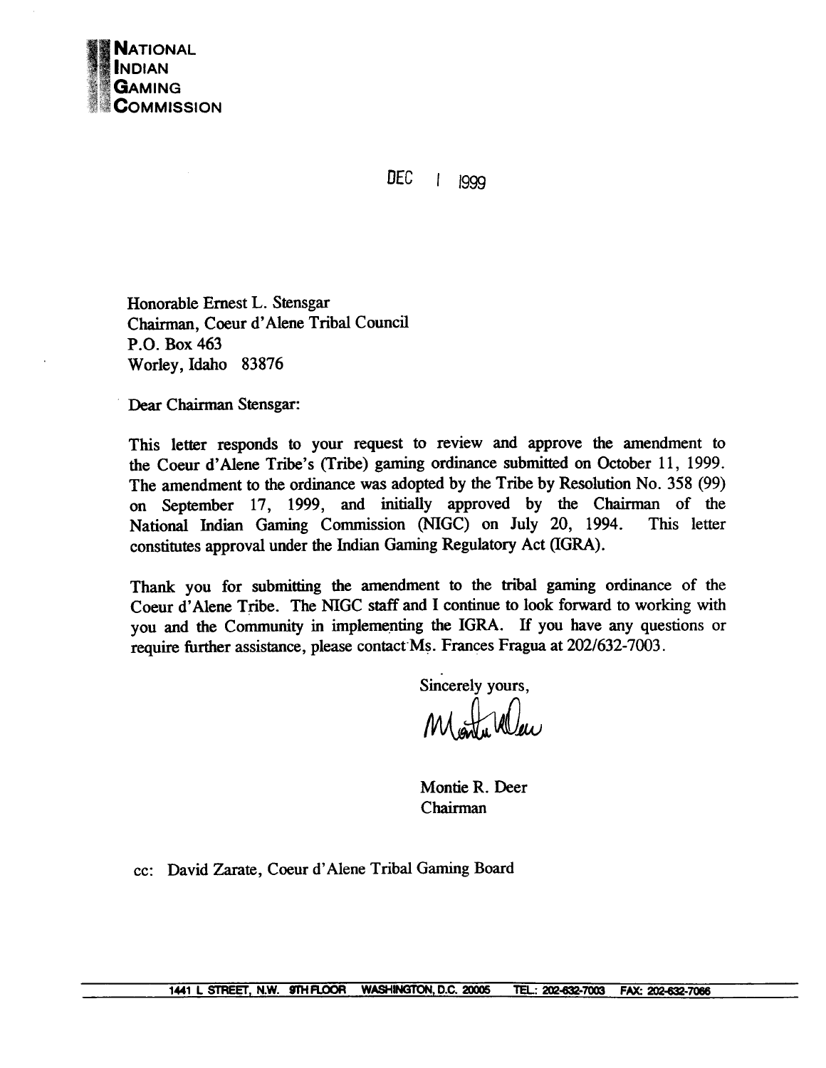**NATIONAL**
**INDIAN**
**GAMING**
**COMMISSION**

DEC 1 1999

Honorable Ernest L. Stensgar
Chairman, Coeur d'Alene Tribal Council
P.O. Box 463
Worley, Idaho 83876

Dear Chairman Stensgar:

This letter responds to your request to review and approve the amendment to the Coeur d'Alene Tribe's (Tribe) gaming ordinance submitted on October 11, 1999. The amendment to the ordinance was adopted by the Tribe by Resolution No. 358 (99) on September 17, 1999, and initially approved by the Chairman of the National Indian Gaming Commission (NIGC) on July 20, 1994. This letter constitutes approval under the Indian Gaming Regulatory Act (IGRA).

Thank you for submitting the amendment to the tribal gaming ordinance of the Coeur d'Alene Tribe. The NIGC staff and I continue to look forward to working with you and the Community in implementing the IGRA. If you have any questions or require further assistance, please contact Ms. Frances Fragua at 202/632-7003.

Sincerely yours,

Montie R. Deer
Chairman

cc: David Zarate, Coeur d'Alene Tribal Gaming Board

1441 L STREET, N.W. 9TH FLOOR WASHINGTON, D.C. 20005 TEL.: 202-632-7003 FAX: 202-632-7066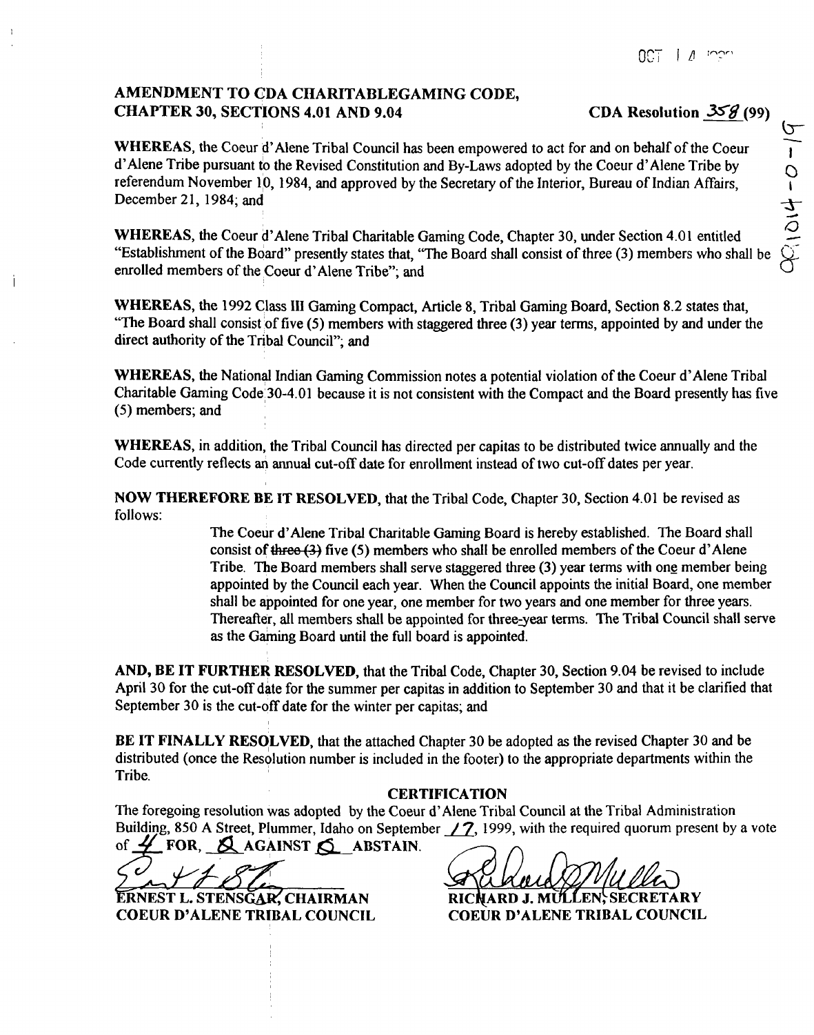OCT 14 1999

# AMENDMENT TO CDA CHARITABLEGAMING CODE, CHAPTER 30, SECTIONS 4.01 AND 9.04

**CDA Resolution 358 (99)**

**WHEREAS**, the Coeur d'Alene Tribal Council has been empowered to act for and on behalf of the Coeur d'Alene Tribe pursuant to the Revised Constitution and By-Laws adopted by the Coeur d'Alene Tribe by referendum November 10, 1984, and approved by the Secretary of the Interior, Bureau of Indian Affairs, December 21, 1984; and

**WHEREAS**, the Coeur d'Alene Tribal Charitable Gaming Code, Chapter 30, under Section 4.01 entitled "Establishment of the Board" presently states that, "The Board shall consist of three (3) members who shall be enrolled members of the Coeur d'Alene Tribe"; and

**WHEREAS**, the 1992 Class III Gaming Compact, Article 8, Tribal Gaming Board, Section 8.2 states that, "The Board shall consist of five (5) members with staggered three (3) year terms, appointed by and under the direct authority of the Tribal Council"; and

**WHEREAS**, the National Indian Gaming Commission notes a potential violation of the Coeur d'Alene Tribal Charitable Gaming Code 30-4.01 because it is not consistent with the Compact and the Board presently has five (5) members; and

**WHEREAS**, in addition, the Tribal Council has directed per capitas to be distributed twice annually and the Code currently reflects an annual cut-off date for enrollment instead of two cut-off dates per year.

**NOW THEREFORE BE IT RESOLVED**, that the Tribal Code, Chapter 30, Section 4.01 be revised as follows:

> The Coeur d'Alene Tribal Charitable Gaming Board is hereby established. The Board shall consist of ~~three (3)~~ five (5) members who shall be enrolled members of the Coeur d'Alene Tribe. The Board members shall serve staggered three (3) year terms with one member being appointed by the Council each year. When the Council appoints the initial Board, one member shall be appointed for one year, one member for two years and one member for three years. Thereafter, all members shall be appointed for three-year terms. The Tribal Council shall serve as the Gaming Board until the full board is appointed.

**AND, BE IT FURTHER RESOLVED**, that the Tribal Code, Chapter 30, Section 9.04 be revised to include April 30 for the cut-off date for the summer per capitas in addition to September 30 and that it be clarified that September 30 is the cut-off date for the winter per capitas; and

**BE IT FINALLY RESOLVED**, that the attached Chapter 30 be adopted as the revised Chapter 30 and be distributed (once the Resolution number is included in the footer) to the appropriate departments within the Tribe.

## CERTIFICATION

The foregoing resolution was adopted by the Coeur d'Alene Tribal Council at the Tribal Administration Building, 850 A Street, Plummer, Idaho on September 17, 1999, with the required quorum present by a vote of 4 FOR, 0 AGAINST 0 ABSTAIN.

ERNEST L. STENSGAR, CHAIRMAN
COEUR D'ALENE TRIBAL COUNCIL

RICHARD J. MULLEN, SECRETARY
COEUR D'ALENE TRIBAL COUNCIL